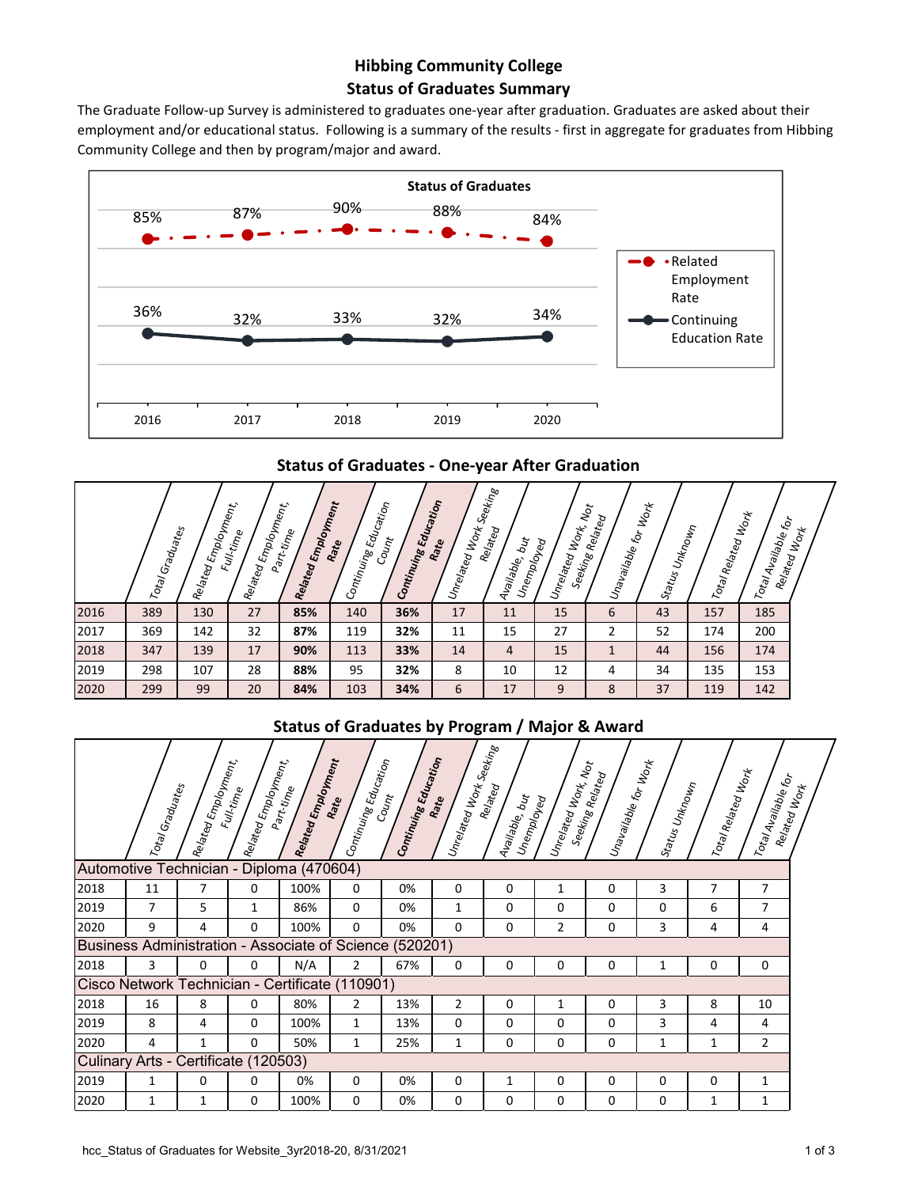# Hibbing Community College
## Status of Graduates Summary

The Graduate Follow-up Survey is administered to graduates one-year after graduation. Graduates are asked about their employment and/or educational status. Following is a summary of the results - first in aggregate for graduates from Hibbing Community College and then by program/major and award.

**Status of Graduates**

| | 2016 | 2017 | 2018 | 2019 | 2020 |
|---|---|---|---|---|---|
| Related Employment Rate | 85% | 87% | 90% | 88% | 84% |
| Continuing Education Rate | 36% | 32% | 33% | 32% | 34% |

## Status of Graduates - One-year After Graduation

| | Total Graduates | Related Employment, Full-time | Related Employment, Part-time | **Related Employment Rate** | Continuing Education Count | **Continuing Education Rate** | Unrelated Work Seeking Related | Available, but Unemployed | Unrelated Work, Not Seeking Related | Unavailable for Work | Status Unknown | Total Related Work | Total Available for Related Work |
|---|---|---|---|---|---|---|---|---|---|---|---|---|---|
| 2016 | 389 | 130 | 27 | **85%** | 140 | **36%** | 17 | 11 | 15 | 6 | 43 | 157 | 185 |
| 2017 | 369 | 142 | 32 | **87%** | 119 | **32%** | 11 | 15 | 27 | 2 | 52 | 174 | 200 |
| 2018 | 347 | 139 | 17 | **90%** | 113 | **33%** | 14 | 4 | 15 | 1 | 44 | 156 | 174 |
| 2019 | 298 | 107 | 28 | **88%** | 95 | **32%** | 8 | 10 | 12 | 4 | 34 | 135 | 153 |
| 2020 | 299 | 99 | 20 | **84%** | 103 | **34%** | 6 | 17 | 9 | 8 | 37 | 119 | 142 |

## Status of Graduates by Program / Major & Award

| | Total Graduates | Related Employment, Full-time | Related Employment, Part-time | **Related Employment Rate** | Continuing Education Count | **Continuing Education Rate** | Unrelated Work Seeking Related | Available, but Unemployed | Unrelated Work, Not Seeking Related | Unavailable for Work | Status Unknown | Total Related Work | Total Available for Related Work |
|---|---|---|---|---|---|---|---|---|---|---|---|---|---|
| **Automotive Technician - Diploma (470604)** | | | | | | | | | | | | | |
| 2018 | 11 | 7 | 0 | 100% | 0 | 0% | 0 | 0 | 1 | 0 | 3 | 7 | 7 |
| 2019 | 7 | 5 | 1 | 86% | 0 | 0% | 1 | 0 | 0 | 0 | 0 | 6 | 7 |
| 2020 | 9 | 4 | 0 | 100% | 0 | 0% | 0 | 0 | 2 | 0 | 3 | 4 | 4 |
| **Business Administration - Associate of Science (520201)** | | | | | | | | | | | | | |
| 2018 | 3 | 0 | 0 | N/A | 2 | 67% | 0 | 0 | 0 | 0 | 1 | 0 | 0 |
| **Cisco Network Technician - Certificate (110901)** | | | | | | | | | | | | | |
| 2018 | 16 | 8 | 0 | 80% | 2 | 13% | 2 | 0 | 1 | 0 | 3 | 8 | 10 |
| 2019 | 8 | 4 | 0 | 100% | 1 | 13% | 0 | 0 | 0 | 0 | 3 | 4 | 4 |
| 2020 | 4 | 1 | 0 | 50% | 1 | 25% | 1 | 0 | 0 | 0 | 1 | 1 | 2 |
| **Culinary Arts - Certificate (120503)** | | | | | | | | | | | | | |
| 2019 | 1 | 0 | 0 | 0% | 0 | 0% | 0 | 1 | 0 | 0 | 0 | 0 | 1 |
| 2020 | 1 | 1 | 0 | 100% | 0 | 0% | 0 | 0 | 0 | 0 | 0 | 1 | 1 |

hcc_Status of Graduates for Website_3yr2018-20, 8/31/2021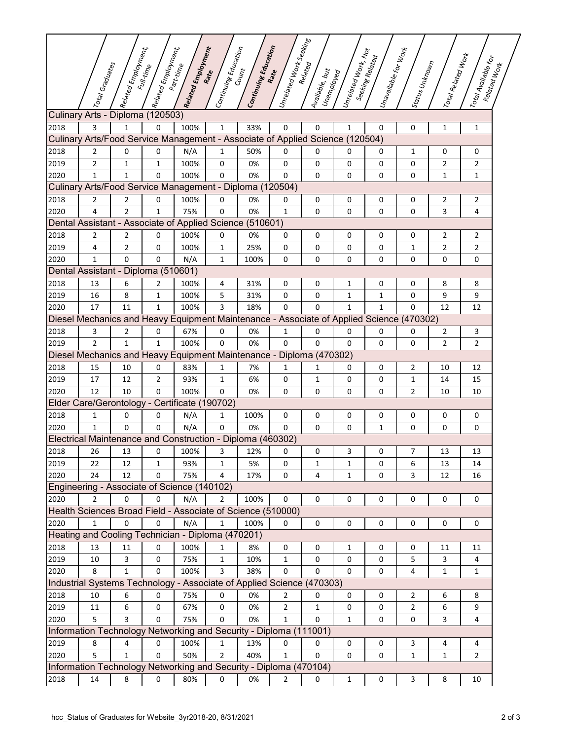| | Total Graduates | Related Employment, Full-time | Related Employment, Part-time | Related Employment Rate | Continuing Education Count | Continuing Education Rate | Unrelated Work Seeking Related | Available, but Unemployed | Unrelated Work, Not Seeking Related | Unavailable for Work | Status Unknown | Total Related Work | Total Available for Related Work |
|---|---|---|---|---|---|---|---|---|---|---|---|---|---|
| **Culinary Arts - Diploma (120503)** | | | | | | | | | | | | | |
| 2018 | 3 | 1 | 0 | 100% | 1 | 33% | 0 | 0 | 1 | 0 | 0 | 1 | 1 |
| **Culinary Arts/Food Service Management - Associate of Applied Science (120504)** | | | | | | | | | | | | | |
| 2018 | 2 | 0 | 0 | N/A | 1 | 50% | 0 | 0 | 0 | 0 | 1 | 0 | 0 |
| 2019 | 2 | 1 | 1 | 100% | 0 | 0% | 0 | 0 | 0 | 0 | 0 | 2 | 2 |
| 2020 | 1 | 1 | 0 | 100% | 0 | 0% | 0 | 0 | 0 | 0 | 0 | 1 | 1 |
| **Culinary Arts/Food Service Management - Diploma (120504)** | | | | | | | | | | | | | |
| 2018 | 2 | 2 | 0 | 100% | 0 | 0% | 0 | 0 | 0 | 0 | 0 | 2 | 2 |
| 2020 | 4 | 2 | 1 | 75% | 0 | 0% | 1 | 0 | 0 | 0 | 0 | 3 | 4 |
| **Dental Assistant - Associate of Applied Science (510601)** | | | | | | | | | | | | | |
| 2018 | 2 | 2 | 0 | 100% | 0 | 0% | 0 | 0 | 0 | 0 | 0 | 2 | 2 |
| 2019 | 4 | 2 | 0 | 100% | 1 | 25% | 0 | 0 | 0 | 0 | 1 | 2 | 2 |
| 2020 | 1 | 0 | 0 | N/A | 1 | 100% | 0 | 0 | 0 | 0 | 0 | 0 | 0 |
| **Dental Assistant - Diploma (510601)** | | | | | | | | | | | | | |
| 2018 | 13 | 6 | 2 | 100% | 4 | 31% | 0 | 0 | 1 | 0 | 0 | 8 | 8 |
| 2019 | 16 | 8 | 1 | 100% | 5 | 31% | 0 | 0 | 1 | 1 | 0 | 9 | 9 |
| 2020 | 17 | 11 | 1 | 100% | 3 | 18% | 0 | 0 | 1 | 1 | 0 | 12 | 12 |
| **Diesel Mechanics and Heavy Equipment Maintenance - Associate of Applied Science (470302)** | | | | | | | | | | | | | |
| 2018 | 3 | 2 | 0 | 67% | 0 | 0% | 1 | 0 | 0 | 0 | 0 | 2 | 3 |
| 2019 | 2 | 1 | 1 | 100% | 0 | 0% | 0 | 0 | 0 | 0 | 0 | 2 | 2 |
| **Diesel Mechanics and Heavy Equipment Maintenance - Diploma (470302)** | | | | | | | | | | | | | |
| 2018 | 15 | 10 | 0 | 83% | 1 | 7% | 1 | 1 | 0 | 0 | 2 | 10 | 12 |
| 2019 | 17 | 12 | 2 | 93% | 1 | 6% | 0 | 1 | 0 | 0 | 1 | 14 | 15 |
| 2020 | 12 | 10 | 0 | 100% | 0 | 0% | 0 | 0 | 0 | 0 | 2 | 10 | 10 |
| **Elder Care/Gerontology - Certificate (190702)** | | | | | | | | | | | | | |
| 2018 | 1 | 0 | 0 | N/A | 1 | 100% | 0 | 0 | 0 | 0 | 0 | 0 | 0 |
| 2020 | 1 | 0 | 0 | N/A | 0 | 0% | 0 | 0 | 0 | 1 | 0 | 0 | 0 |
| **Electrical Maintenance and Construction - Diploma (460302)** | | | | | | | | | | | | | |
| 2018 | 26 | 13 | 0 | 100% | 3 | 12% | 0 | 0 | 3 | 0 | 7 | 13 | 13 |
| 2019 | 22 | 12 | 1 | 93% | 1 | 5% | 0 | 1 | 1 | 0 | 6 | 13 | 14 |
| 2020 | 24 | 12 | 0 | 75% | 4 | 17% | 0 | 4 | 1 | 0 | 3 | 12 | 16 |
| **Engineering - Associate of Science (140102)** | | | | | | | | | | | | | |
| 2020 | 2 | 0 | 0 | N/A | 2 | 100% | 0 | 0 | 0 | 0 | 0 | 0 | 0 |
| **Health Sciences Broad Field - Associate of Science (510000)** | | | | | | | | | | | | | |
| 2020 | 1 | 0 | 0 | N/A | 1 | 100% | 0 | 0 | 0 | 0 | 0 | 0 | 0 |
| **Heating and Cooling Technician - Diploma (470201)** | | | | | | | | | | | | | |
| 2018 | 13 | 11 | 0 | 100% | 1 | 8% | 0 | 0 | 1 | 0 | 0 | 11 | 11 |
| 2019 | 10 | 3 | 0 | 75% | 1 | 10% | 1 | 0 | 0 | 0 | 5 | 3 | 4 |
| 2020 | 8 | 1 | 0 | 100% | 3 | 38% | 0 | 0 | 0 | 0 | 4 | 1 | 1 |
| **Industrial Systems Technology - Associate of Applied Science (470303)** | | | | | | | | | | | | | |
| 2018 | 10 | 6 | 0 | 75% | 0 | 0% | 2 | 0 | 0 | 0 | 2 | 6 | 8 |
| 2019 | 11 | 6 | 0 | 67% | 0 | 0% | 2 | 1 | 0 | 0 | 2 | 6 | 9 |
| 2020 | 5 | 3 | 0 | 75% | 0 | 0% | 1 | 0 | 1 | 0 | 0 | 3 | 4 |
| **Information Technology Networking and Security - Diploma (111001)** | | | | | | | | | | | | | |
| 2019 | 8 | 4 | 0 | 100% | 1 | 13% | 0 | 0 | 0 | 0 | 3 | 4 | 4 |
| 2020 | 5 | 1 | 0 | 50% | 2 | 40% | 1 | 0 | 0 | 0 | 1 | 1 | 2 |
| **Information Technology Networking and Security - Diploma (470104)** | | | | | | | | | | | | | |
| 2018 | 14 | 8 | 0 | 80% | 0 | 0% | 2 | 0 | 1 | 0 | 3 | 8 | 10 |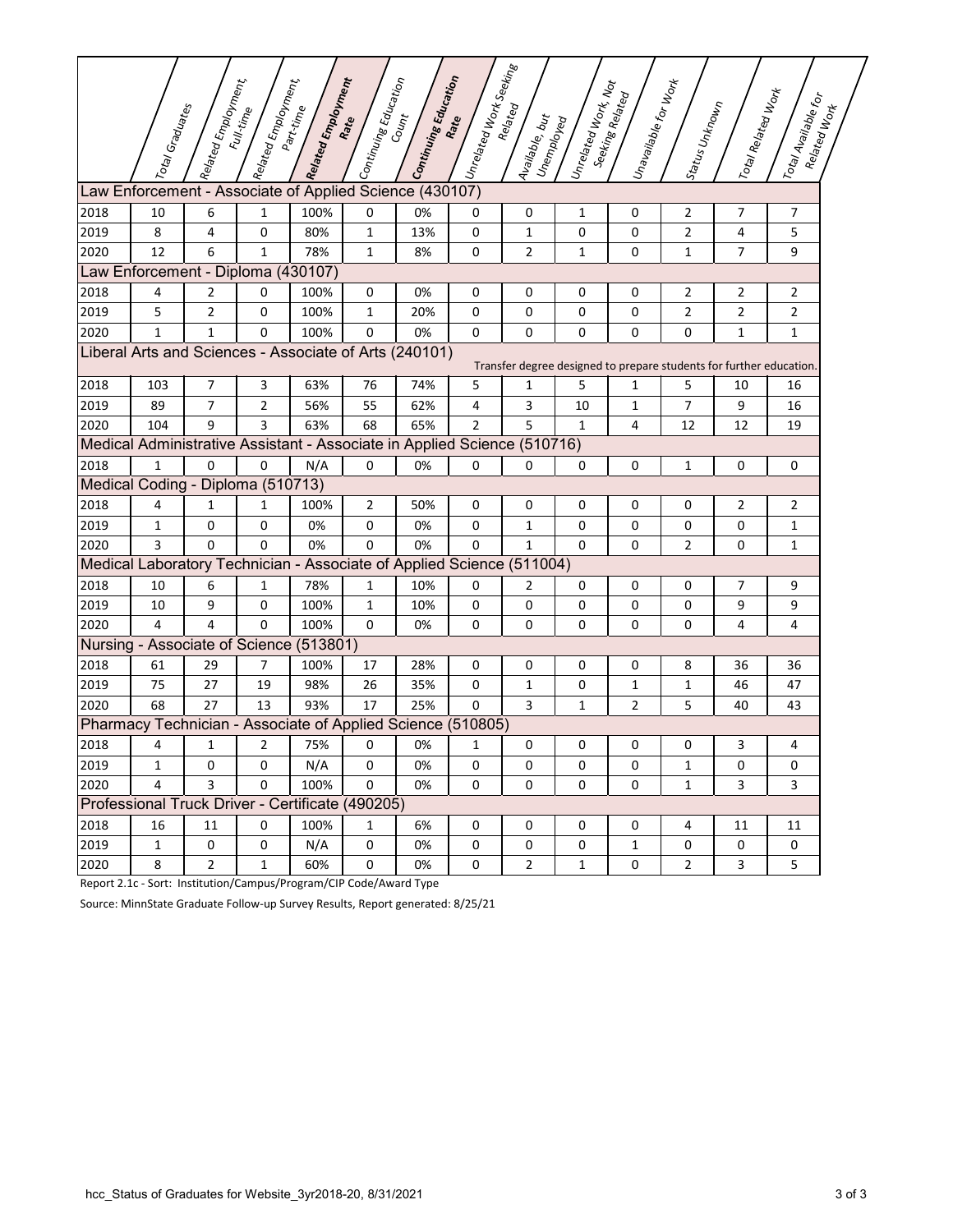| | Total Graduates | Related Employment, Full-time | Related Employment, Part-time | **Related Employment Rate** | Continuing Education Count | **Continuing Education Rate** | Unrelated Work Seeking Related | Available, but Unemployed | Unrelated Work, Not Seeking Related | Unavailable for Work | Status Unknown | Total Related Work | Total Available for Related Work |
|---|---|---|---|---|---|---|---|---|---|---|---|---|---|
| **Law Enforcement - Associate of Applied Science (430107)** | | | | | | | | | | | | | |
| 2018 | 10 | 6 | 1 | 100% | 0 | 0% | 0 | 0 | 1 | 0 | 2 | 7 | 7 |
| 2019 | 8 | 4 | 0 | 80% | 1 | 13% | 0 | 1 | 0 | 0 | 2 | 4 | 5 |
| 2020 | 12 | 6 | 1 | 78% | 1 | 8% | 0 | 2 | 1 | 0 | 1 | 7 | 9 |
| **Law Enforcement - Diploma (430107)** | | | | | | | | | | | | | |
| 2018 | 4 | 2 | 0 | 100% | 0 | 0% | 0 | 0 | 0 | 0 | 2 | 2 | 2 |
| 2019 | 5 | 2 | 0 | 100% | 1 | 20% | 0 | 0 | 0 | 0 | 2 | 2 | 2 |
| 2020 | 1 | 1 | 0 | 100% | 0 | 0% | 0 | 0 | 0 | 0 | 0 | 1 | 1 |
| **Liberal Arts and Sciences - Associate of Arts (240101)** Transfer degree designed to prepare students for further education. | | | | | | | | | | | | | |
| 2018 | 103 | 7 | 3 | 63% | 76 | 74% | 5 | 1 | 5 | 1 | 5 | 10 | 16 |
| 2019 | 89 | 7 | 2 | 56% | 55 | 62% | 4 | 3 | 10 | 1 | 7 | 9 | 16 |
| 2020 | 104 | 9 | 3 | 63% | 68 | 65% | 2 | 5 | 1 | 4 | 12 | 12 | 19 |
| **Medical Administrative Assistant - Associate in Applied Science (510716)** | | | | | | | | | | | | | |
| 2018 | 1 | 0 | 0 | N/A | 0 | 0% | 0 | 0 | 0 | 0 | 1 | 0 | 0 |
| **Medical Coding - Diploma (510713)** | | | | | | | | | | | | | |
| 2018 | 4 | 1 | 1 | 100% | 2 | 50% | 0 | 0 | 0 | 0 | 0 | 2 | 2 |
| 2019 | 1 | 0 | 0 | 0% | 0 | 0% | 0 | 1 | 0 | 0 | 0 | 0 | 1 |
| 2020 | 3 | 0 | 0 | 0% | 0 | 0% | 0 | 1 | 0 | 0 | 2 | 0 | 1 |
| **Medical Laboratory Technician - Associate of Applied Science (511004)** | | | | | | | | | | | | | |
| 2018 | 10 | 6 | 1 | 78% | 1 | 10% | 0 | 2 | 0 | 0 | 0 | 7 | 9 |
| 2019 | 10 | 9 | 0 | 100% | 1 | 10% | 0 | 0 | 0 | 0 | 0 | 9 | 9 |
| 2020 | 4 | 4 | 0 | 100% | 0 | 0% | 0 | 0 | 0 | 0 | 0 | 4 | 4 |
| **Nursing - Associate of Science (513801)** | | | | | | | | | | | | | |
| 2018 | 61 | 29 | 7 | 100% | 17 | 28% | 0 | 0 | 0 | 0 | 8 | 36 | 36 |
| 2019 | 75 | 27 | 19 | 98% | 26 | 35% | 0 | 1 | 0 | 1 | 1 | 46 | 47 |
| 2020 | 68 | 27 | 13 | 93% | 17 | 25% | 0 | 3 | 1 | 2 | 5 | 40 | 43 |
| **Pharmacy Technician - Associate of Applied Science (510805)** | | | | | | | | | | | | | |
| 2018 | 4 | 1 | 2 | 75% | 0 | 0% | 1 | 0 | 0 | 0 | 0 | 3 | 4 |
| 2019 | 1 | 0 | 0 | N/A | 0 | 0% | 0 | 0 | 0 | 0 | 1 | 0 | 0 |
| 2020 | 4 | 3 | 0 | 100% | 0 | 0% | 0 | 0 | 0 | 0 | 1 | 3 | 3 |
| **Professional Truck Driver - Certificate (490205)** | | | | | | | | | | | | | |
| 2018 | 16 | 11 | 0 | 100% | 1 | 6% | 0 | 0 | 0 | 0 | 4 | 11 | 11 |
| 2019 | 1 | 0 | 0 | N/A | 0 | 0% | 0 | 0 | 0 | 1 | 0 | 0 | 0 |
| 2020 | 8 | 2 | 1 | 60% | 0 | 0% | 0 | 2 | 1 | 0 | 2 | 3 | 5 |

Report 2.1c - Sort: Institution/Campus/Program/CIP Code/Award Type

Source: MinnState Graduate Follow-up Survey Results, Report generated: 8/25/21